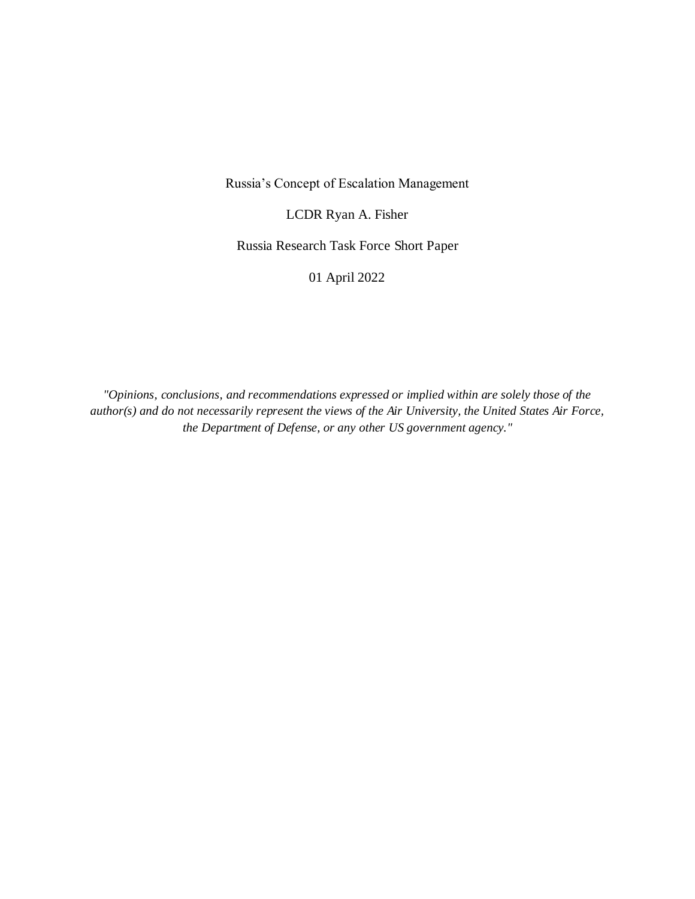# Russia's Concept of Escalation Management

LCDR Ryan A. Fisher

Russia Research Task Force Short Paper

01 April 2022

*"Opinions, conclusions, and recommendations expressed or implied within are solely those of the author(s) and do not necessarily represent the views of the Air University, the United States Air Force, the Department of Defense, or any other US government agency."*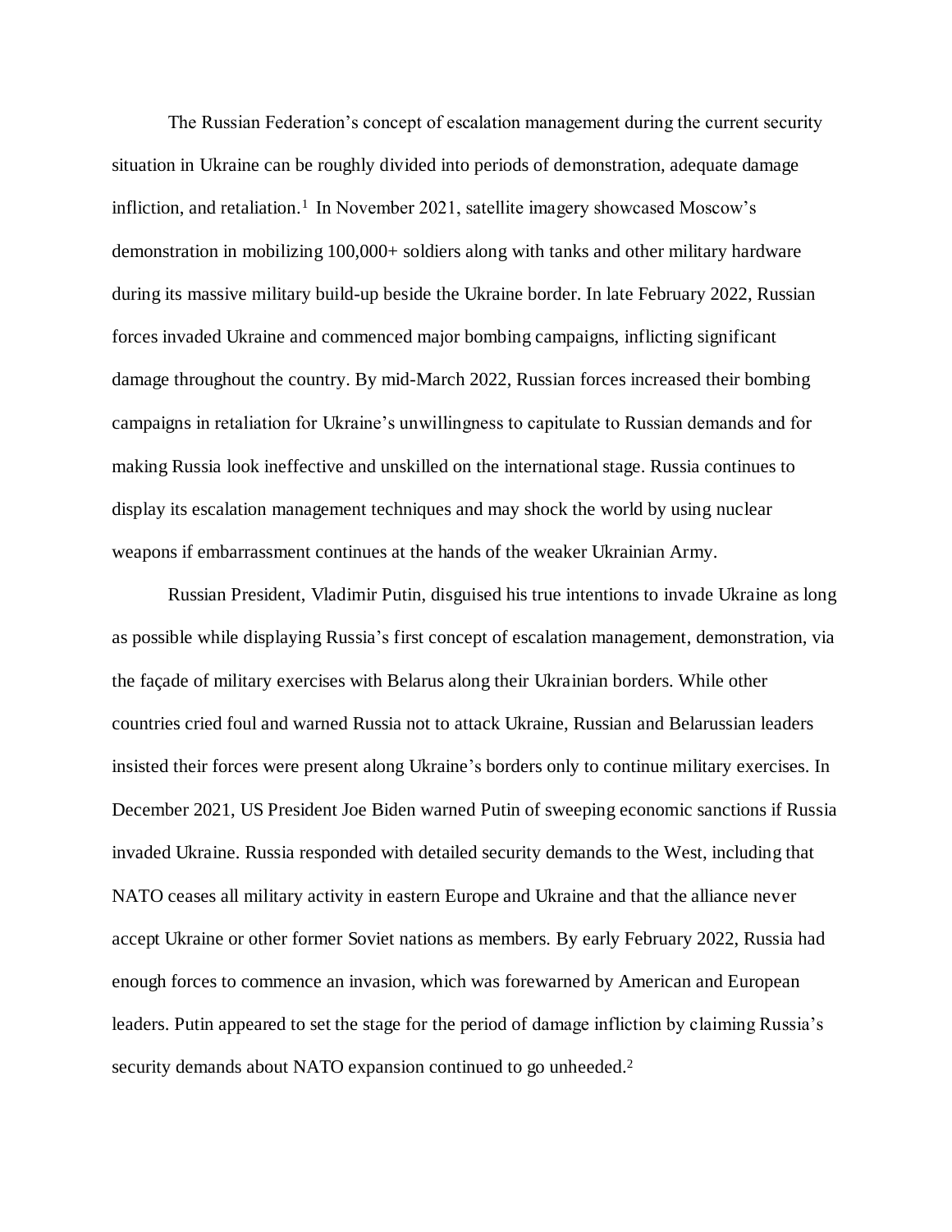The Russian Federation's concept of escalation management during the current security situation in Ukraine can be roughly divided into periods of demonstration, adequate damage infliction, and retaliation.[1] In November 2021, satellite imagery showcased Moscow's demonstration in mobilizing 100,000+ soldiers along with tanks and other military hardware during its massive military build-up beside the Ukraine border. In late February 2022, Russian forces invaded Ukraine and commenced major bombing campaigns, inflicting significant damage throughout the country. By mid-March 2022, Russian forces increased their bombing campaigns in retaliation for Ukraine's unwillingness to capitulate to Russian demands and for making Russia look ineffective and unskilled on the international stage. Russia continues to display its escalation management techniques and may shock the world by using nuclear weapons if embarrassment continues at the hands of the weaker Ukrainian Army.

Russian President, Vladimir Putin, disguised his true intentions to invade Ukraine as long as possible while displaying Russia's first concept of escalation management, demonstration, via the façade of military exercises with Belarus along their Ukrainian borders. While other countries cried foul and warned Russia not to attack Ukraine, Russian and Belarussian leaders insisted their forces were present along Ukraine's borders only to continue military exercises. In December 2021, US President Joe Biden warned Putin of sweeping economic sanctions if Russia invaded Ukraine. Russia responded with detailed security demands to the West, including that NATO ceases all military activity in eastern Europe and Ukraine and that the alliance never accept Ukraine or other former Soviet nations as members. By early February 2022, Russia had enough forces to commence an invasion, which was forewarned by American and European leaders. Putin appeared to set the stage for the period of damage infliction by claiming Russia's security demands about NATO expansion continued to go unheeded.[2]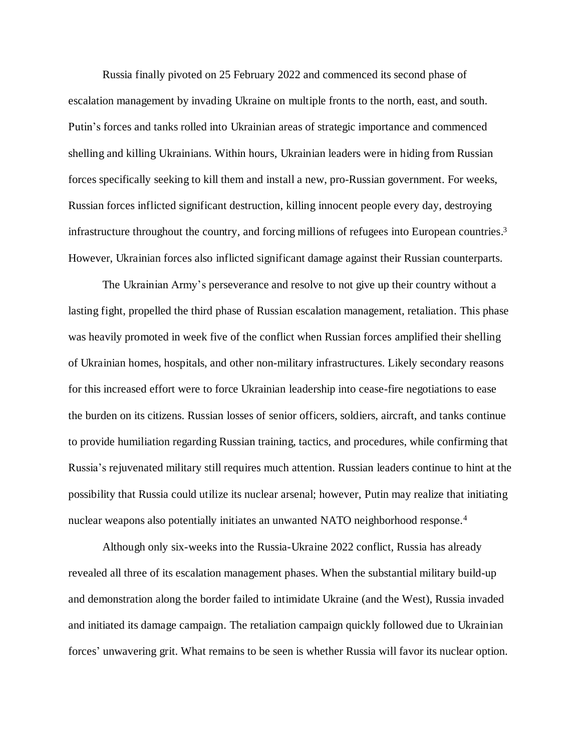Russia finally pivoted on 25 February 2022 and commenced its second phase of escalation management by invading Ukraine on multiple fronts to the north, east, and south. Putin's forces and tanks rolled into Ukrainian areas of strategic importance and commenced shelling and killing Ukrainians. Within hours, Ukrainian leaders were in hiding from Russian forces specifically seeking to kill them and install a new, pro-Russian government. For weeks, Russian forces inflicted significant destruction, killing innocent people every day, destroying infrastructure throughout the country, and forcing millions of refugees into European countries.[3] However, Ukrainian forces also inflicted significant damage against their Russian counterparts.

The Ukrainian Army's perseverance and resolve to not give up their country without a lasting fight, propelled the third phase of Russian escalation management, retaliation. This phase was heavily promoted in week five of the conflict when Russian forces amplified their shelling of Ukrainian homes, hospitals, and other non-military infrastructures. Likely secondary reasons for this increased effort were to force Ukrainian leadership into cease-fire negotiations to ease the burden on its citizens. Russian losses of senior officers, soldiers, aircraft, and tanks continue to provide humiliation regarding Russian training, tactics, and procedures, while confirming that Russia's rejuvenated military still requires much attention. Russian leaders continue to hint at the possibility that Russia could utilize its nuclear arsenal; however, Putin may realize that initiating nuclear weapons also potentially initiates an unwanted NATO neighborhood response.[4]

Although only six-weeks into the Russia-Ukraine 2022 conflict, Russia has already revealed all three of its escalation management phases. When the substantial military build-up and demonstration along the border failed to intimidate Ukraine (and the West), Russia invaded and initiated its damage campaign. The retaliation campaign quickly followed due to Ukrainian forces' unwavering grit. What remains to be seen is whether Russia will favor its nuclear option.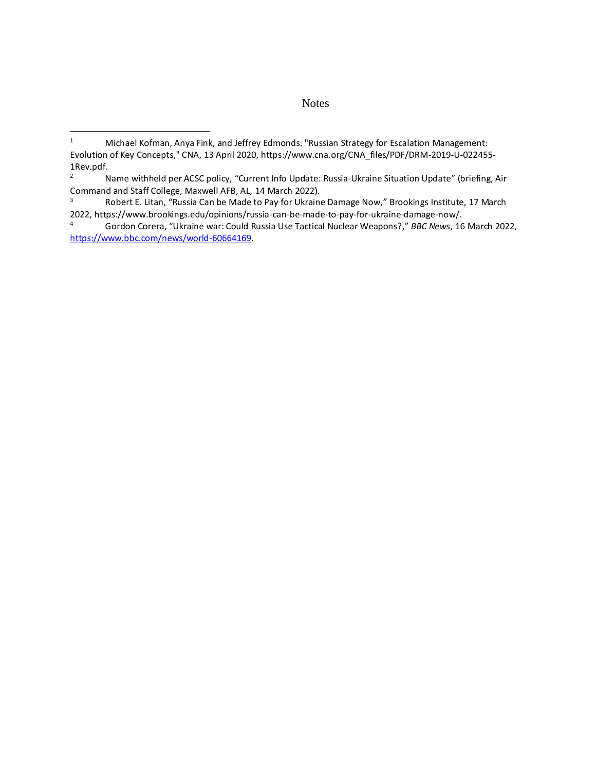# Notes

[1] Michael Kofman, Anya Fink, and Jeffrey Edmonds. "Russian Strategy for Escalation Management: Evolution of Key Concepts," CNA, 13 April 2020, https://www.cna.org/CNA_files/PDF/DRM-2019-U-022455-1Rev.pdf.

[2] Name withheld per ACSC policy, "Current Info Update: Russia-Ukraine Situation Update" (briefing, Air Command and Staff College, Maxwell AFB, AL, 14 March 2022).

[3] Robert E. Litan, "Russia Can be Made to Pay for Ukraine Damage Now," Brookings Institute, 17 March 2022, https://www.brookings.edu/opinions/russia-can-be-made-to-pay-for-ukraine-damage-now/.

[4] Gordon Corera, "Ukraine war: Could Russia Use Tactical Nuclear Weapons?," *BBC News*, 16 March 2022, https://www.bbc.com/news/world-60664169.